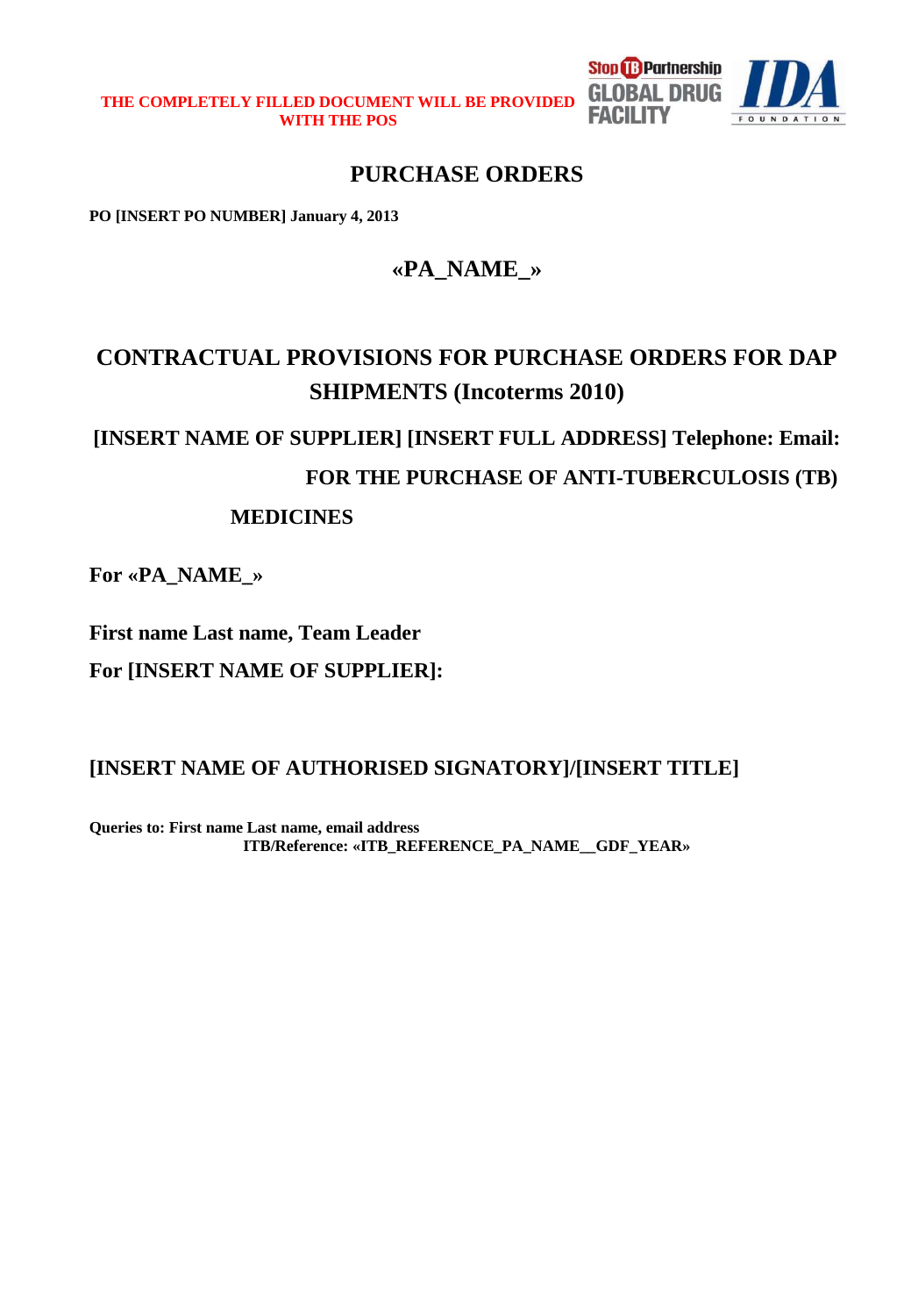**THE COMPLETELY FILLED DOCUMENT WILL BE PROVIDED WITH THE POS**

# PURCHASE ORDERS

**PO [INSERT PO NUMBER] January 4, 2013**

## «PA_NAME_»

## CONTRACTUAL PROVISIONS FOR PURCHASE ORDERS FOR DAP SHIPMENTS (Incoterms 2010)

**[INSERT NAME OF SUPPLIER] [INSERT FULL ADDRESS] Telephone: Email:**

**FOR THE PURCHASE OF ANTI-TUBERCULOSIS (TB) MEDICINES**

**For «PA_NAME_»**

**First name Last name, Team Leader**

**For [INSERT NAME OF SUPPLIER]:**

**[INSERT NAME OF AUTHORISED SIGNATORY]/[INSERT TITLE]**

**Queries to: First name Last name, email address**
**ITB/Reference: «ITB_REFERENCE_PA_NAME__GDF_YEAR»**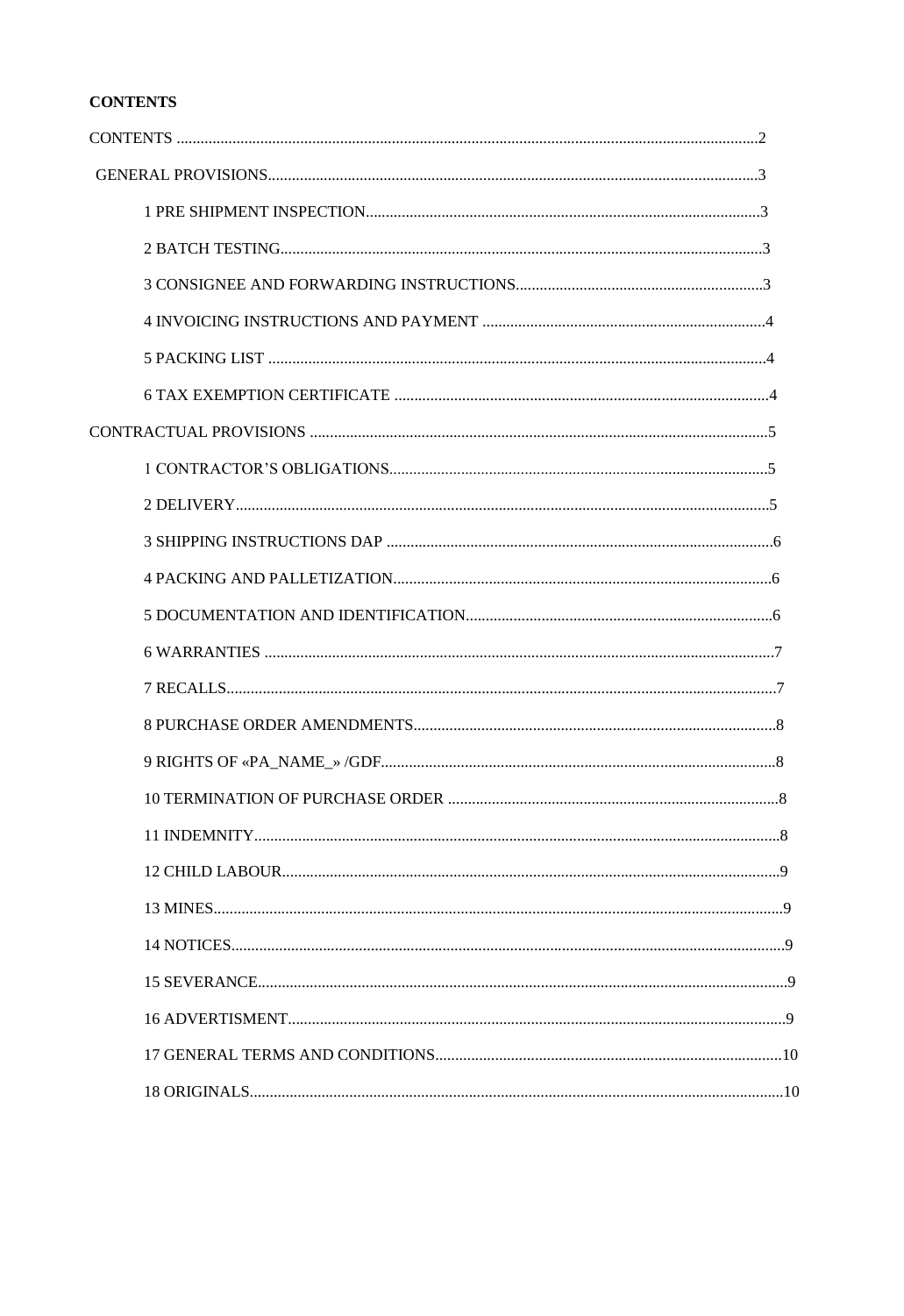**CONTENTS**

CONTENTS ........................................................................................................................................2

GENERAL PROVISIONS..................................................................................................................3

1 PRE SHIPMENT INSPECTION...................................................................................................3

2 BATCH TESTING.........................................................................................................................3

3 CONSIGNEE AND FORWARDING INSTRUCTIONS..............................................................3

4 INVOICING INSTRUCTIONS AND PAYMENT .......................................................................4

5 PACKING LIST ............................................................................................................................4

6 TAX EXEMPTION CERTIFICATE .............................................................................................4

CONTRACTUAL PROVISIONS .......................................................................................................5

1 CONTRACTOR'S OBLIGATIONS..............................................................................................5

2 DELIVERY.....................................................................................................................................5

3 SHIPPING INSTRUCTIONS DAP ................................................................................................6

4 PACKING AND PALLETIZATION..............................................................................................6

5 DOCUMENTATION AND IDENTIFICATION............................................................................6

6 WARRANTIES ...............................................................................................................................7

7 RECALLS.........................................................................................................................................7

8 PURCHASE ORDER AMENDMENTS..........................................................................................8

9 RIGHTS OF «PA_NAME_» /GDF..................................................................................................8

10 TERMINATION OF PURCHASE ORDER ..................................................................................8

11 INDEMNITY...................................................................................................................................8

12 CHILD LABOUR............................................................................................................................9

13 MINES.............................................................................................................................................9

14 NOTICES.........................................................................................................................................9

15 SEVERANCE...................................................................................................................................9

16 ADVERTISMENT............................................................................................................................9

17 GENERAL TERMS AND CONDITIONS......................................................................................10

18 ORIGINALS.....................................................................................................................................10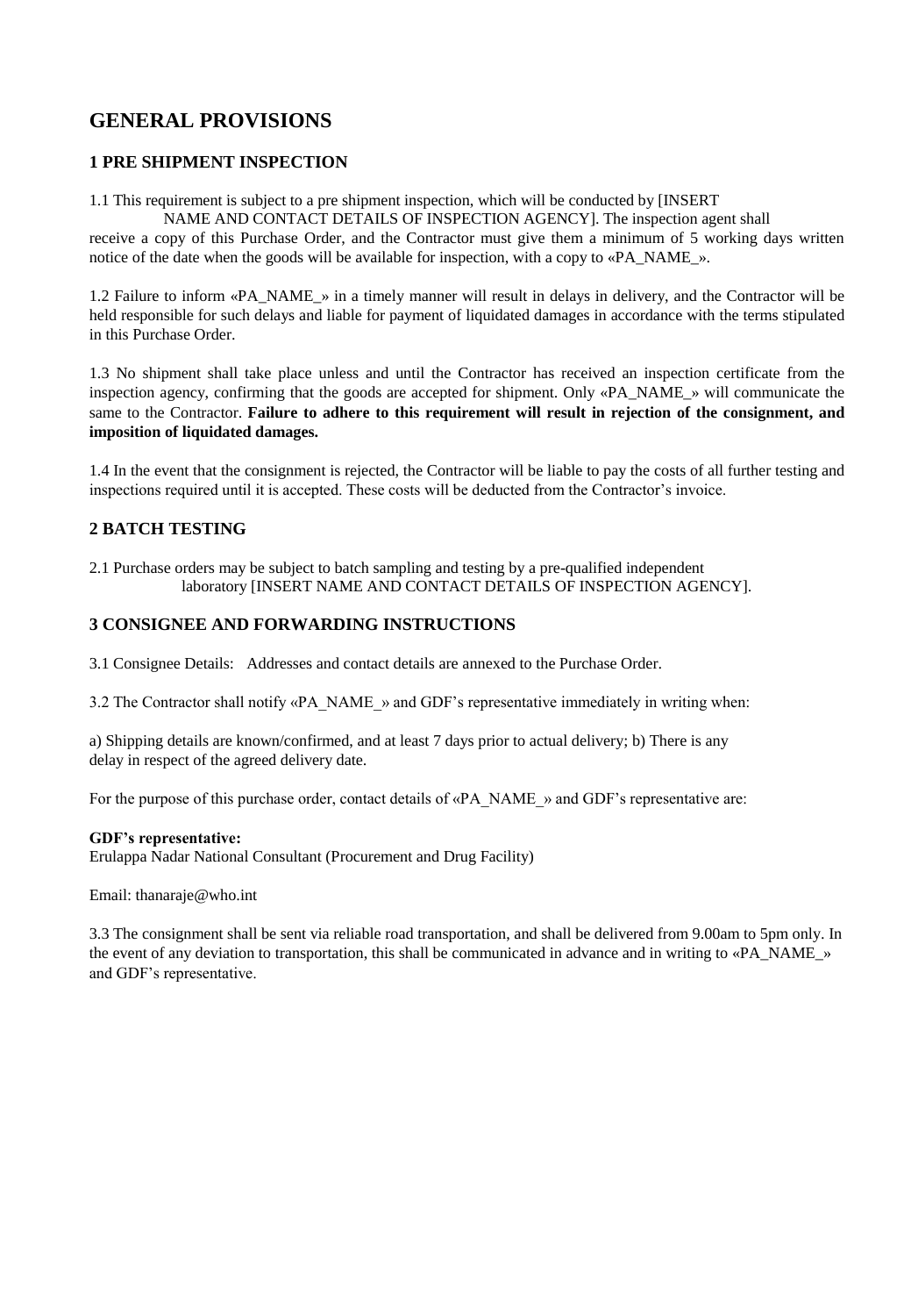# GENERAL PROVISIONS

## 1 PRE SHIPMENT INSPECTION

1.1 This requirement is subject to a pre shipment inspection, which will be conducted by [INSERT NAME AND CONTACT DETAILS OF INSPECTION AGENCY]. The inspection agent shall receive a copy of this Purchase Order, and the Contractor must give them a minimum of 5 working days written notice of the date when the goods will be available for inspection, with a copy to «PA_NAME_».

1.2 Failure to inform «PA_NAME_» in a timely manner will result in delays in delivery, and the Contractor will be held responsible for such delays and liable for payment of liquidated damages in accordance with the terms stipulated in this Purchase Order.

1.3 No shipment shall take place unless and until the Contractor has received an inspection certificate from the inspection agency, confirming that the goods are accepted for shipment. Only «PA_NAME_» will communicate the same to the Contractor. **Failure to adhere to this requirement will result in rejection of the consignment, and imposition of liquidated damages.**

1.4 In the event that the consignment is rejected, the Contractor will be liable to pay the costs of all further testing and inspections required until it is accepted. These costs will be deducted from the Contractor's invoice.

## 2 BATCH TESTING

2.1 Purchase orders may be subject to batch sampling and testing by a pre-qualified independent laboratory [INSERT NAME AND CONTACT DETAILS OF INSPECTION AGENCY].

## 3 CONSIGNEE AND FORWARDING INSTRUCTIONS

3.1 Consignee Details: Addresses and contact details are annexed to the Purchase Order.

3.2 The Contractor shall notify «PA_NAME_» and GDF's representative immediately in writing when:

a) Shipping details are known/confirmed, and at least 7 days prior to actual delivery; b) There is any delay in respect of the agreed delivery date.

For the purpose of this purchase order, contact details of «PA_NAME_» and GDF's representative are:

**GDF's representative:**
Erulappa Nadar National Consultant (Procurement and Drug Facility)

Email: thanaraje@who.int

3.3 The consignment shall be sent via reliable road transportation, and shall be delivered from 9.00am to 5pm only. In the event of any deviation to transportation, this shall be communicated in advance and in writing to «PA_NAME_» and GDF's representative.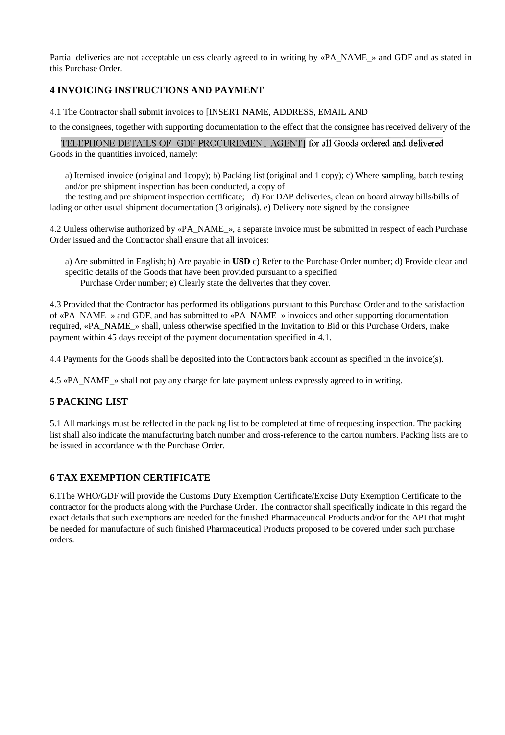Partial deliveries are not acceptable unless clearly agreed to in writing by «PA_NAME_» and GDF and as stated in this Purchase Order.

## 4 INVOICING INSTRUCTIONS AND PAYMENT

4.1 The Contractor shall submit invoices to [INSERT NAME, ADDRESS, EMAIL AND TELEPHONE DETAILS OF GDF PROCUREMENT AGENT] for all Goods ordered and delivered to the consignees, together with supporting documentation to the effect that the consignee has received delivery of the Goods in the quantities invoiced, namely:

a) Itemised invoice (original and 1copy); b) Packing list (original and 1 copy); c) Where sampling, batch testing and/or pre shipment inspection has been conducted, a copy of the testing and pre shipment inspection certificate; d) For DAP deliveries, clean on board airway bills/bills of lading or other usual shipment documentation (3 originals). e) Delivery note signed by the consignee

4.2 Unless otherwise authorized by «PA_NAME_», a separate invoice must be submitted in respect of each Purchase Order issued and the Contractor shall ensure that all invoices:

a) Are submitted in English; b) Are payable in **USD** c) Refer to the Purchase Order number; d) Provide clear and specific details of the Goods that have been provided pursuant to a specified Purchase Order number; e) Clearly state the deliveries that they cover.

4.3 Provided that the Contractor has performed its obligations pursuant to this Purchase Order and to the satisfaction of «PA_NAME_» and GDF, and has submitted to «PA_NAME_» invoices and other supporting documentation required, «PA_NAME_» shall, unless otherwise specified in the Invitation to Bid or this Purchase Orders, make payment within 45 days receipt of the payment documentation specified in 4.1.

4.4 Payments for the Goods shall be deposited into the Contractors bank account as specified in the invoice(s).

4.5 «PA_NAME_» shall not pay any charge for late payment unless expressly agreed to in writing.

## 5 PACKING LIST

5.1 All markings must be reflected in the packing list to be completed at time of requesting inspection. The packing list shall also indicate the manufacturing batch number and cross-reference to the carton numbers. Packing lists are to be issued in accordance with the Purchase Order.

## 6 TAX EXEMPTION CERTIFICATE

6.1The WHO/GDF will provide the Customs Duty Exemption Certificate/Excise Duty Exemption Certificate to the contractor for the products along with the Purchase Order. The contractor shall specifically indicate in this regard the exact details that such exemptions are needed for the finished Pharmaceutical Products and/or for the API that might be needed for manufacture of such finished Pharmaceutical Products proposed to be covered under such purchase orders.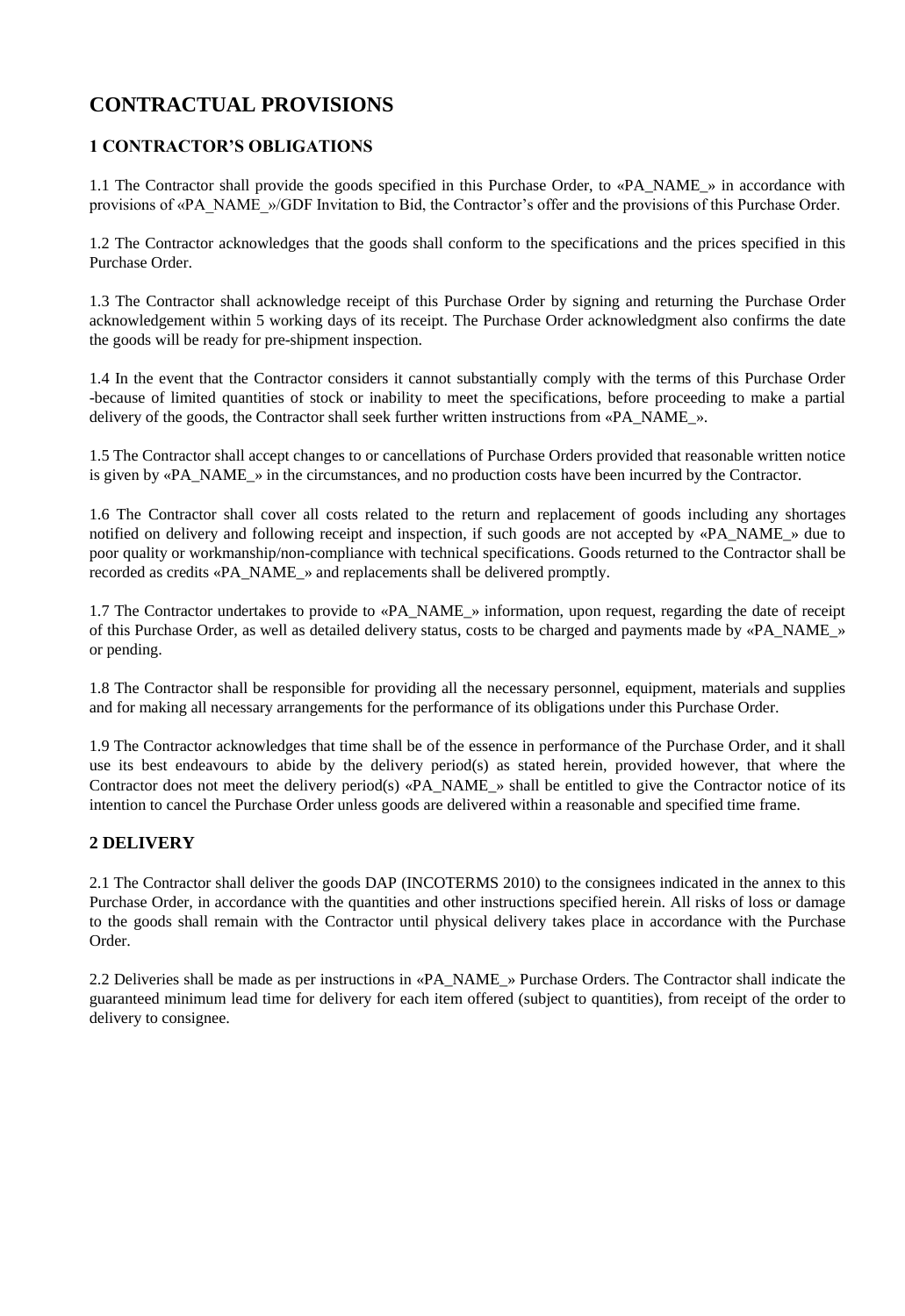# CONTRACTUAL PROVISIONS

## 1 CONTRACTOR'S OBLIGATIONS

1.1 The Contractor shall provide the goods specified in this Purchase Order, to «PA_NAME_» in accordance with provisions of «PA_NAME_»/GDF Invitation to Bid, the Contractor's offer and the provisions of this Purchase Order.

1.2 The Contractor acknowledges that the goods shall conform to the specifications and the prices specified in this Purchase Order.

1.3 The Contractor shall acknowledge receipt of this Purchase Order by signing and returning the Purchase Order acknowledgement within 5 working days of its receipt. The Purchase Order acknowledgment also confirms the date the goods will be ready for pre-shipment inspection.

1.4 In the event that the Contractor considers it cannot substantially comply with the terms of this Purchase Order -because of limited quantities of stock or inability to meet the specifications, before proceeding to make a partial delivery of the goods, the Contractor shall seek further written instructions from «PA_NAME_».

1.5 The Contractor shall accept changes to or cancellations of Purchase Orders provided that reasonable written notice is given by «PA_NAME_» in the circumstances, and no production costs have been incurred by the Contractor.

1.6 The Contractor shall cover all costs related to the return and replacement of goods including any shortages notified on delivery and following receipt and inspection, if such goods are not accepted by «PA_NAME_» due to poor quality or workmanship/non-compliance with technical specifications. Goods returned to the Contractor shall be recorded as credits «PA_NAME_» and replacements shall be delivered promptly.

1.7 The Contractor undertakes to provide to «PA_NAME_» information, upon request, regarding the date of receipt of this Purchase Order, as well as detailed delivery status, costs to be charged and payments made by «PA_NAME_» or pending.

1.8 The Contractor shall be responsible for providing all the necessary personnel, equipment, materials and supplies and for making all necessary arrangements for the performance of its obligations under this Purchase Order.

1.9 The Contractor acknowledges that time shall be of the essence in performance of the Purchase Order, and it shall use its best endeavours to abide by the delivery period(s) as stated herein, provided however, that where the Contractor does not meet the delivery period(s) «PA_NAME_» shall be entitled to give the Contractor notice of its intention to cancel the Purchase Order unless goods are delivered within a reasonable and specified time frame.

## 2 DELIVERY

2.1 The Contractor shall deliver the goods DAP (INCOTERMS 2010) to the consignees indicated in the annex to this Purchase Order, in accordance with the quantities and other instructions specified herein. All risks of loss or damage to the goods shall remain with the Contractor until physical delivery takes place in accordance with the Purchase Order.

2.2 Deliveries shall be made as per instructions in «PA_NAME_» Purchase Orders. The Contractor shall indicate the guaranteed minimum lead time for delivery for each item offered (subject to quantities), from receipt of the order to delivery to consignee.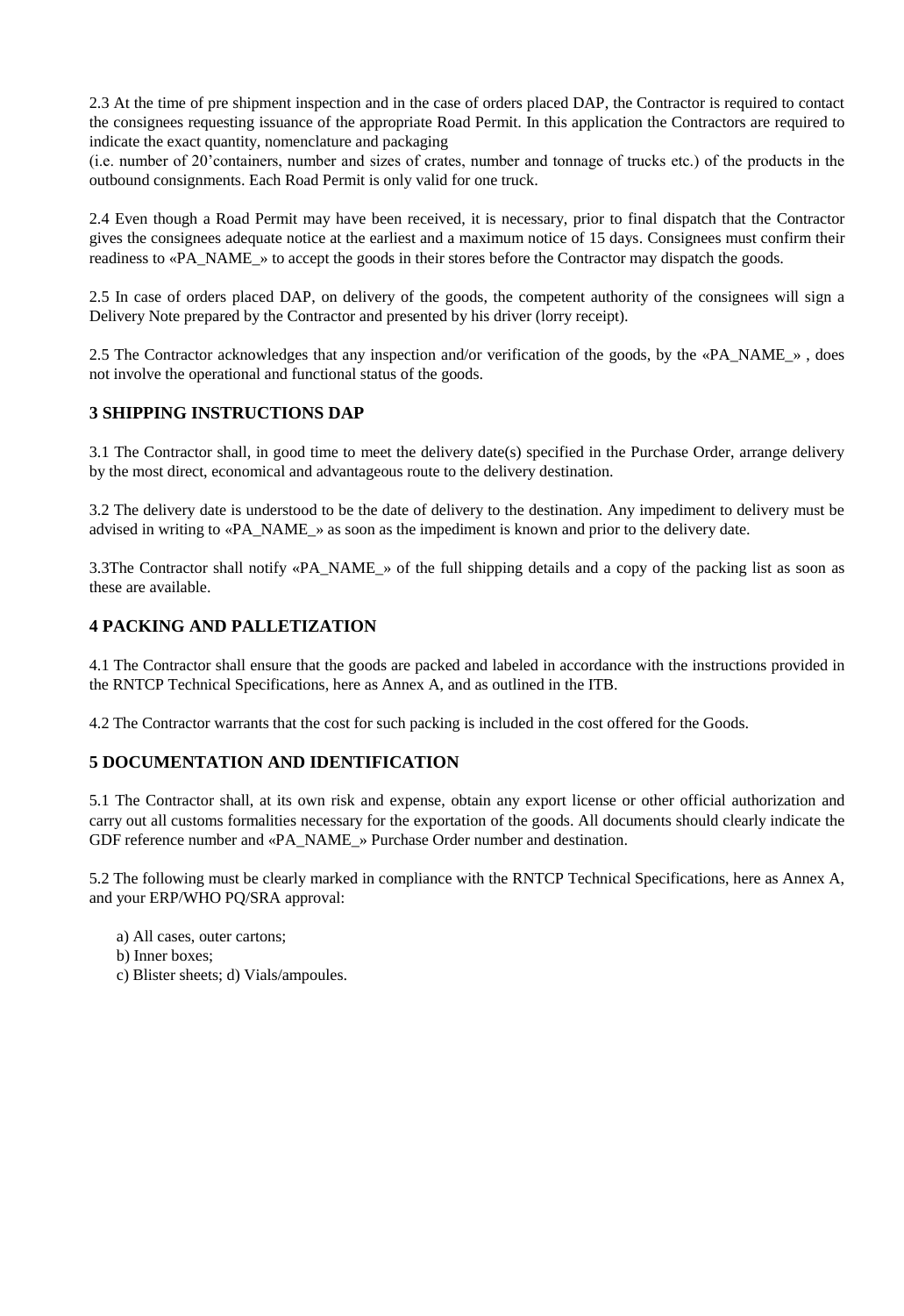2.3 At the time of pre shipment inspection and in the case of orders placed DAP, the Contractor is required to contact the consignees requesting issuance of the appropriate Road Permit. In this application the Contractors are required to indicate the exact quantity, nomenclature and packaging
(i.e. number of 20'containers, number and sizes of crates, number and tonnage of trucks etc.) of the products in the outbound consignments. Each Road Permit is only valid for one truck.

2.4 Even though a Road Permit may have been received, it is necessary, prior to final dispatch that the Contractor gives the consignees adequate notice at the earliest and a maximum notice of 15 days. Consignees must confirm their readiness to «PA_NAME_» to accept the goods in their stores before the Contractor may dispatch the goods.

2.5 In case of orders placed DAP, on delivery of the goods, the competent authority of the consignees will sign a Delivery Note prepared by the Contractor and presented by his driver (lorry receipt).

2.5 The Contractor acknowledges that any inspection and/or verification of the goods, by the «PA_NAME_» , does not involve the operational and functional status of the goods.

### 3 SHIPPING INSTRUCTIONS DAP

3.1 The Contractor shall, in good time to meet the delivery date(s) specified in the Purchase Order, arrange delivery by the most direct, economical and advantageous route to the delivery destination.

3.2 The delivery date is understood to be the date of delivery to the destination. Any impediment to delivery must be advised in writing to «PA_NAME_» as soon as the impediment is known and prior to the delivery date.

3.3The Contractor shall notify «PA_NAME_» of the full shipping details and a copy of the packing list as soon as these are available.

### 4 PACKING AND PALLETIZATION

4.1 The Contractor shall ensure that the goods are packed and labeled in accordance with the instructions provided in the RNTCP Technical Specifications, here as Annex A, and as outlined in the ITB.

4.2 The Contractor warrants that the cost for such packing is included in the cost offered for the Goods.

### 5 DOCUMENTATION AND IDENTIFICATION

5.1 The Contractor shall, at its own risk and expense, obtain any export license or other official authorization and carry out all customs formalities necessary for the exportation of the goods. All documents should clearly indicate the GDF reference number and «PA_NAME_» Purchase Order number and destination.

5.2 The following must be clearly marked in compliance with the RNTCP Technical Specifications, here as Annex A, and your ERP/WHO PQ/SRA approval:

a) All cases, outer cartons;
b) Inner boxes;
c) Blister sheets; d) Vials/ampoules.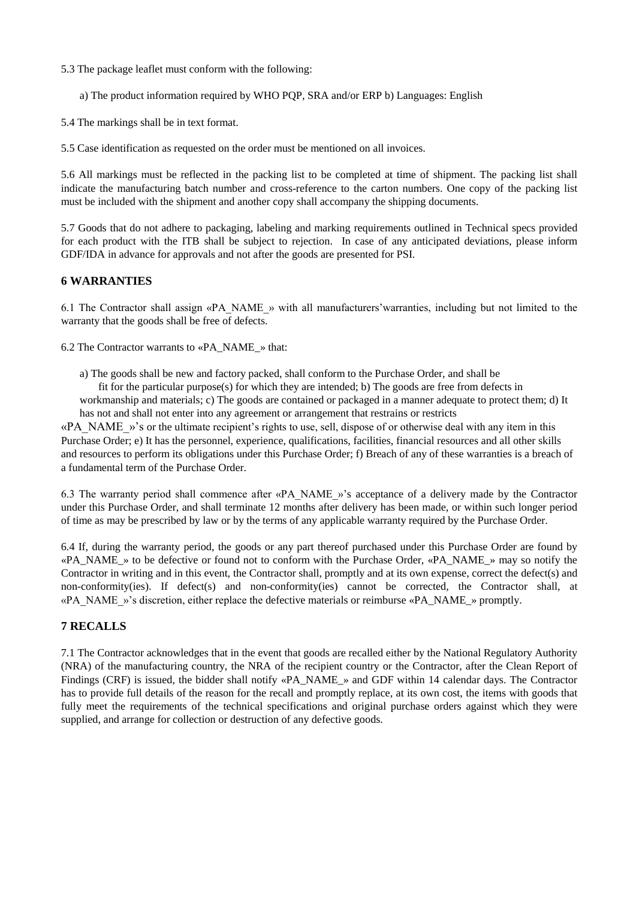5.3 The package leaflet must conform with the following:

a) The product information required by WHO PQP, SRA and/or ERP b) Languages: English

5.4 The markings shall be in text format.

5.5 Case identification as requested on the order must be mentioned on all invoices.

5.6 All markings must be reflected in the packing list to be completed at time of shipment. The packing list shall indicate the manufacturing batch number and cross-reference to the carton numbers. One copy of the packing list must be included with the shipment and another copy shall accompany the shipping documents.

5.7 Goods that do not adhere to packaging, labeling and marking requirements outlined in Technical specs provided for each product with the ITB shall be subject to rejection. In case of any anticipated deviations, please inform GDF/IDA in advance for approvals and not after the goods are presented for PSI.

## 6 WARRANTIES

6.1 The Contractor shall assign «PA_NAME_» with all manufacturers'warranties, including but not limited to the warranty that the goods shall be free of defects.

6.2 The Contractor warrants to «PA_NAME_» that:

a) The goods shall be new and factory packed, shall conform to the Purchase Order, and shall be fit for the particular purpose(s) for which they are intended; b) The goods are free from defects in workmanship and materials; c) The goods are contained or packaged in a manner adequate to protect them; d) It has not and shall not enter into any agreement or arrangement that restrains or restricts «PA_NAME_»'s or the ultimate recipient's rights to use, sell, dispose of or otherwise deal with any item in this Purchase Order; e) It has the personnel, experience, qualifications, facilities, financial resources and all other skills and resources to perform its obligations under this Purchase Order; f) Breach of any of these warranties is a breach of a fundamental term of the Purchase Order.

6.3 The warranty period shall commence after «PA_NAME_»'s acceptance of a delivery made by the Contractor under this Purchase Order, and shall terminate 12 months after delivery has been made, or within such longer period of time as may be prescribed by law or by the terms of any applicable warranty required by the Purchase Order.

6.4 If, during the warranty period, the goods or any part thereof purchased under this Purchase Order are found by «PA_NAME_» to be defective or found not to conform with the Purchase Order, «PA_NAME_» may so notify the Contractor in writing and in this event, the Contractor shall, promptly and at its own expense, correct the defect(s) and non-conformity(ies). If defect(s) and non-conformity(ies) cannot be corrected, the Contractor shall, at «PA_NAME_»'s discretion, either replace the defective materials or reimburse «PA_NAME_» promptly.

## 7 RECALLS

7.1 The Contractor acknowledges that in the event that goods are recalled either by the National Regulatory Authority (NRA) of the manufacturing country, the NRA of the recipient country or the Contractor, after the Clean Report of Findings (CRF) is issued, the bidder shall notify «PA_NAME_» and GDF within 14 calendar days. The Contractor has to provide full details of the reason for the recall and promptly replace, at its own cost, the items with goods that fully meet the requirements of the technical specifications and original purchase orders against which they were supplied, and arrange for collection or destruction of any defective goods.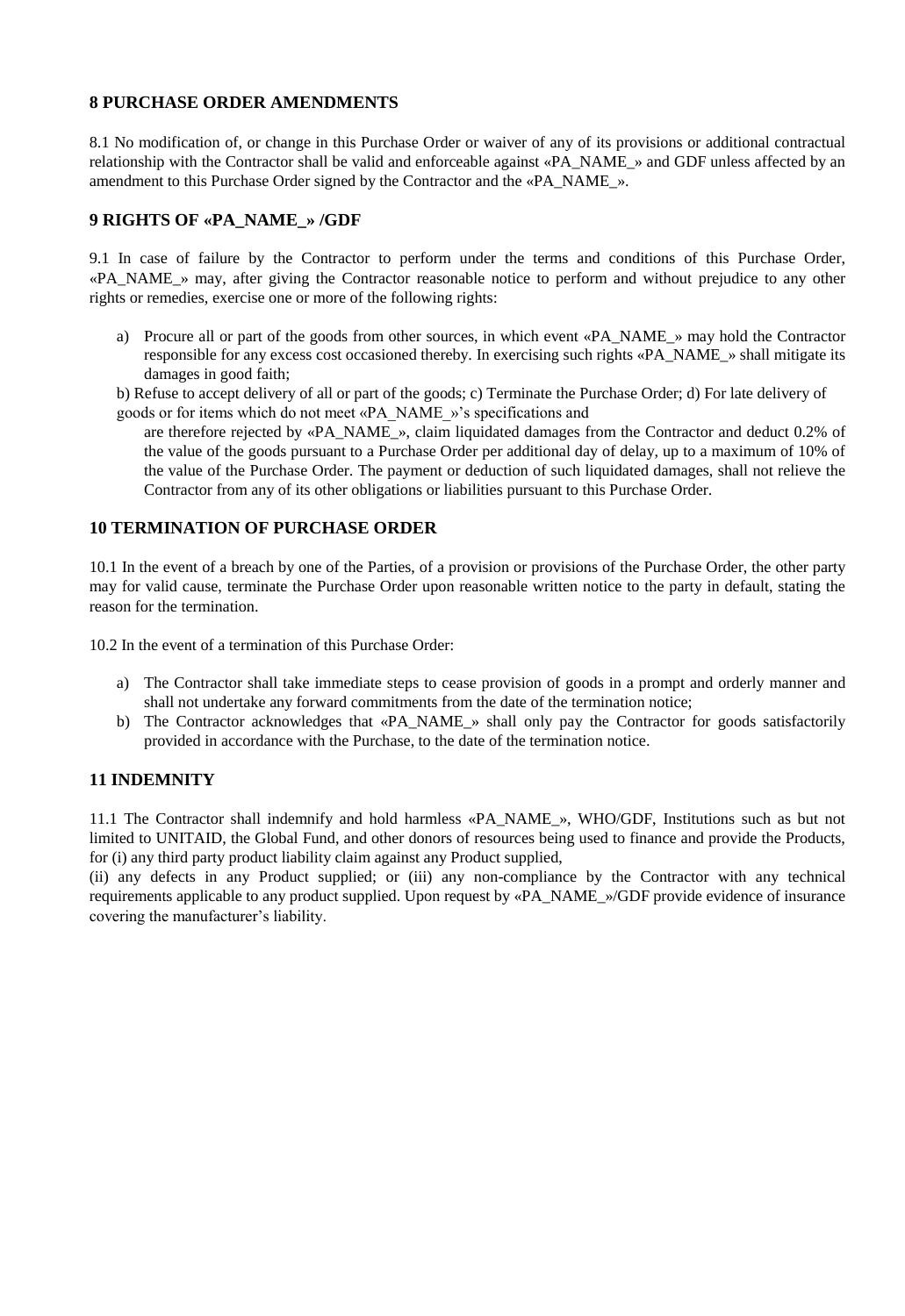## 8 PURCHASE ORDER AMENDMENTS

8.1 No modification of, or change in this Purchase Order or waiver of any of its provisions or additional contractual relationship with the Contractor shall be valid and enforceable against «PA_NAME_» and GDF unless affected by an amendment to this Purchase Order signed by the Contractor and the «PA_NAME_».

## 9 RIGHTS OF «PA_NAME_» /GDF

9.1 In case of failure by the Contractor to perform under the terms and conditions of this Purchase Order, «PA_NAME_» may, after giving the Contractor reasonable notice to perform and without prejudice to any other rights or remedies, exercise one or more of the following rights:

a) Procure all or part of the goods from other sources, in which event «PA_NAME_» may hold the Contractor responsible for any excess cost occasioned thereby. In exercising such rights «PA_NAME_» shall mitigate its damages in good faith;

b) Refuse to accept delivery of all or part of the goods; c) Terminate the Purchase Order; d) For late delivery of goods or for items which do not meet «PA_NAME_»'s specifications and are therefore rejected by «PA_NAME_», claim liquidated damages from the Contractor and deduct 0.2% of the value of the goods pursuant to a Purchase Order per additional day of delay, up to a maximum of 10% of the value of the Purchase Order. The payment or deduction of such liquidated damages, shall not relieve the Contractor from any of its other obligations or liabilities pursuant to this Purchase Order.

## 10 TERMINATION OF PURCHASE ORDER

10.1 In the event of a breach by one of the Parties, of a provision or provisions of the Purchase Order, the other party may for valid cause, terminate the Purchase Order upon reasonable written notice to the party in default, stating the reason for the termination.

10.2 In the event of a termination of this Purchase Order:

a) The Contractor shall take immediate steps to cease provision of goods in a prompt and orderly manner and shall not undertake any forward commitments from the date of the termination notice;
b) The Contractor acknowledges that «PA_NAME_» shall only pay the Contractor for goods satisfactorily provided in accordance with the Purchase, to the date of the termination notice.

## 11 INDEMNITY

11.1 The Contractor shall indemnify and hold harmless «PA_NAME_», WHO/GDF, Institutions such as but not limited to UNITAID, the Global Fund, and other donors of resources being used to finance and provide the Products, for (i) any third party product liability claim against any Product supplied,
(ii) any defects in any Product supplied; or (iii) any non-compliance by the Contractor with any technical requirements applicable to any product supplied. Upon request by «PA_NAME_»/GDF provide evidence of insurance covering the manufacturer's liability.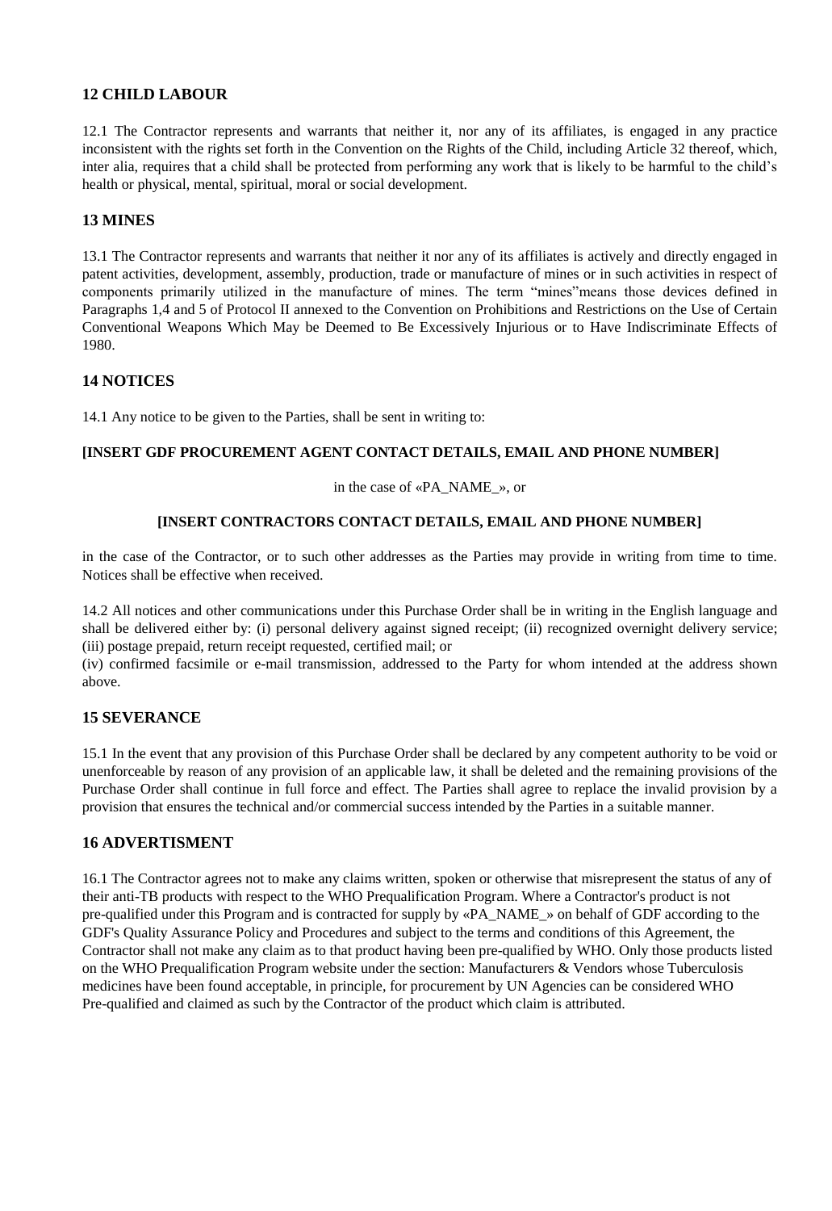## 12 CHILD LABOUR

12.1 The Contractor represents and warrants that neither it, nor any of its affiliates, is engaged in any practice inconsistent with the rights set forth in the Convention on the Rights of the Child, including Article 32 thereof, which, inter alia, requires that a child shall be protected from performing any work that is likely to be harmful to the child's health or physical, mental, spiritual, moral or social development.

## 13 MINES

13.1 The Contractor represents and warrants that neither it nor any of its affiliates is actively and directly engaged in patent activities, development, assembly, production, trade or manufacture of mines or in such activities in respect of components primarily utilized in the manufacture of mines. The term "mines"means those devices defined in Paragraphs 1,4 and 5 of Protocol II annexed to the Convention on Prohibitions and Restrictions on the Use of Certain Conventional Weapons Which May be Deemed to Be Excessively Injurious or to Have Indiscriminate Effects of 1980.

## 14 NOTICES

14.1 Any notice to be given to the Parties, shall be sent in writing to:

**[INSERT GDF PROCUREMENT AGENT CONTACT DETAILS, EMAIL AND PHONE NUMBER]**

in the case of «PA_NAME_», or

**[INSERT CONTRACTORS CONTACT DETAILS, EMAIL AND PHONE NUMBER]**

in the case of the Contractor, or to such other addresses as the Parties may provide in writing from time to time. Notices shall be effective when received.

14.2 All notices and other communications under this Purchase Order shall be in writing in the English language and shall be delivered either by: (i) personal delivery against signed receipt; (ii) recognized overnight delivery service; (iii) postage prepaid, return receipt requested, certified mail; or
(iv) confirmed facsimile or e-mail transmission, addressed to the Party for whom intended at the address shown above.

## 15 SEVERANCE

15.1 In the event that any provision of this Purchase Order shall be declared by any competent authority to be void or unenforceable by reason of any provision of an applicable law, it shall be deleted and the remaining provisions of the Purchase Order shall continue in full force and effect. The Parties shall agree to replace the invalid provision by a provision that ensures the technical and/or commercial success intended by the Parties in a suitable manner.

## 16 ADVERTISMENT

16.1 The Contractor agrees not to make any claims written, spoken or otherwise that misrepresent the status of any of their anti-TB products with respect to the WHO Prequalification Program. Where a Contractor's product is not pre-qualified under this Program and is contracted for supply by «PA_NAME_» on behalf of GDF according to the GDF's Quality Assurance Policy and Procedures and subject to the terms and conditions of this Agreement, the Contractor shall not make any claim as to that product having been pre-qualified by WHO. Only those products listed on the WHO Prequalification Program website under the section: Manufacturers & Vendors whose Tuberculosis medicines have been found acceptable, in principle, for procurement by UN Agencies can be considered WHO Pre-qualified and claimed as such by the Contractor of the product which claim is attributed.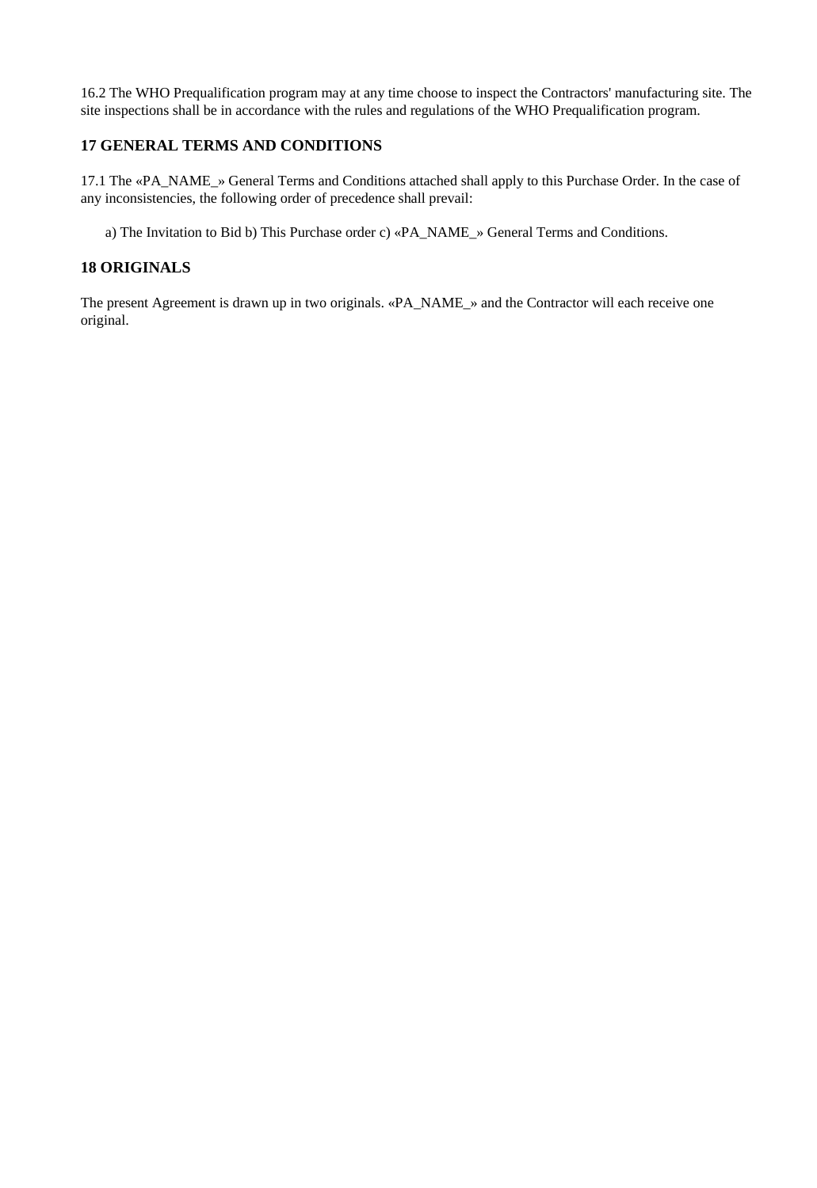16.2 The WHO Prequalification program may at any time choose to inspect the Contractors' manufacturing site. The site inspections shall be in accordance with the rules and regulations of the WHO Prequalification program.

## 17 GENERAL TERMS AND CONDITIONS

17.1 The «PA_NAME_» General Terms and Conditions attached shall apply to this Purchase Order. In the case of any inconsistencies, the following order of precedence shall prevail:

a) The Invitation to Bid b) This Purchase order c) «PA_NAME_» General Terms and Conditions.

## 18 ORIGINALS

The present Agreement is drawn up in two originals. «PA_NAME_» and the Contractor will each receive one original.